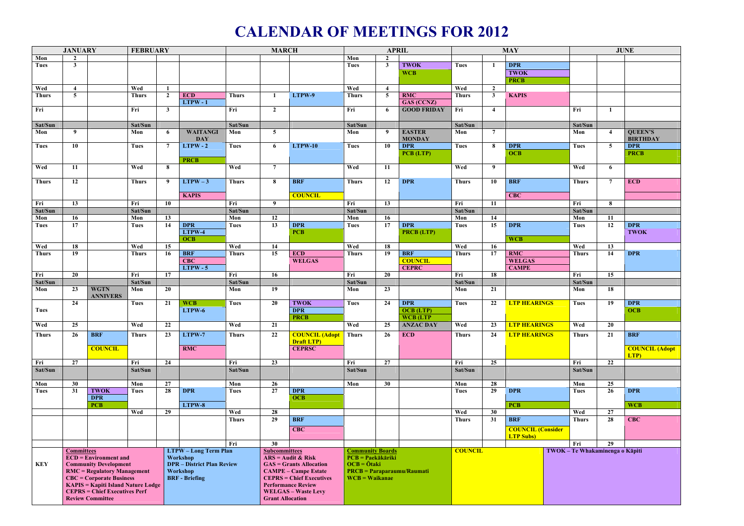# CALENDAR OF MEETINGS FOR 2012

| JANUARY | | | FEBRUARY | | | MARCH | | | APRIL | | | MAY | | | JUNE | | |
|---|---|---|---|---|---|---|---|---|---|---|---|---|---|---|---|---|---|
| Mon | 2 | | | | | | | | Mon | 2 | | | | | | | |
| Tues | 3 | | | | | | | | Tues | 3 | TWOK WCB | Tues | 1 | DPR TWOK PRCB | | | |
| Wed | 4 | | Wed | 1 | | | | | Wed | 4 | | Wed | 2 | | | | |
| Thurs | 5 | | Thurs | 2 | ECD LTPW - 1 | Thurs | 1 | LTPW-9 | Thurs | 5 | RMC GAS (CCNZ) | Thurs | 3 | KAPIS | | | |
| Fri | | | Fri | 3 | | Fri | 2 | | Fri | 6 | GOOD FRIDAY | Fri | 4 | | Fri | 1 | |
| | | | Sat/Sun | | | Sat/Sun | | | Sat/Sun | | | Sat/Sun | | | Sat/Sun | | |
| Mon | 9 | | Mon | 6 | WAITANGI DAY | Mon | 5 | | Mon | 9 | EASTER MONDAY | Mon | 7 | | Mon | 4 | QUEEN'S BIRTHDAY |
| Tues | 10 | | Tues | 7 | LTPW - 2 PRCB | Tues | 6 | LTPW-10 | Tues | 10 | DPR PCB (LTP) | Tues | 8 | DPR OCB | Tues | 5 | DPR PRCB |
| Wed | 11 | | Wed | 8 | | Wed | 7 | | Wed | 11 | | Wed | 9 | | Wed | 6 | |
| Thurs | 12 | | Thurs | 9 | LTPW – 3 KAPIS | Thurs | 8 | BRF COUNCIL | Thurs | 12 | DPR | Thurs | 10 | BRF CBC | Thurs | 7 | ECD |
| Fri | 13 | | Fri | 10 | | Fri | 9 | | Fri | 13 | | Fri | 11 | | Fri | 8 | |
| Sat/Sun | | | Sat/Sun | | | Sat/Sun | | | Sat/Sun | | | Sat/Sun | | | Sat/Sun | | |
| Mon | 16 | | Mon | 13 | | Mon | 12 | | Mon | 16 | | Mon | 14 | | Mon | 11 | |
| Tues | 17 | | Tues | 14 | DPR LTPW-4 OCB | Tues | 13 | DPR PCB | Tues | 17 | DPR PRCB (LTP) | Tues | 15 | DPR WCB | Tues | 12 | DPR TWOK |
| Wed | 18 | | Wed | 15 | | Wed | 14 | | Wed | 18 | | Wed | 16 | | Wed | 13 | |
| Thurs | 19 | | Thurs | 16 | BRF CBC LTPW - 5 | Thurs | 15 | ECD WELGAS | Thurs | 19 | BRF COUNCIL CEPRC | Thurs | 17 | RMC WELGAS CAMPE | Thurs | 14 | DPR |
| Fri | 20 | | Fri | 17 | | Fri | 16 | | Fri | 20 | | Fri | 18 | | Fri | 15 | |
| Sat/Sun | | | Sat/Sun | | | Sat/Sun | | | Sat/Sun | | | Sat/Sun | | | Sat/Sun | | |
| Mon | 23 | WGTN ANNIVERS | Mon | 20 | | Mon | 19 | | Mon | 23 | | Mon | 21 | | Mon | 18 | |
| Tues | 24 | | Tues | 21 | WCB LTPW-6 | Tues | 20 | TWOK DPR PRCB | Tues | 24 | DPR OCB (LTP) WCB (LTP | Tues | 22 | LTP HEARINGS | Tues | 19 | DPR OCB |
| Wed | 25 | | Wed | 22 | | Wed | 21 | | Wed | 25 | ANZAC DAY | Wed | 23 | LTP HEARINGS | Wed | 20 | |
| Thurs | 26 | BRF COUNCIL | Thurs | 23 | LTPW-7 RMC | Thurs | 22 | COUNCIL (Adopt Draft LTP) CEPRSC | Thurs | 26 | ECD | Thurs | 24 | LTP HEARINGS | Thurs | 21 | BRF COUNCIL (Adopt LTP) |
| Fri | 27 | | Fri | 24 | | Fri | 23 | | Fri | 27 | | Fri | 25 | | Fri | 22 | |
| Sat/Sun | | | Sat/Sun | | | Sat/Sun | | | Sat/Sun | | | Sat/Sun | | | Sat/Sun | | |
| Mon | 30 | | Mon | 27 | | Mon | 26 | | Mon | 30 | | Mon | 28 | | Mon | 25 | |
| Tues | 31 | TWOK DPR PCB | Tues | 28 | DPR LTPW-8 | Tues | 27 | DPR OCB | | | | Tues | 29 | DPR PCB | Tues | 26 | DPR WCB |
| | | | Wed | 29 | | Wed | 28 | | | | | Wed | 30 | | Wed | 27 | |
| | | | | | | Thurs | 29 | BRF CBC | | | | Thurs | 31 | BRF COUNCIL (Consider LTP Subs) | Thurs | 28 | CBC |
| | | | | | | Fri | 30 | | | | | | | | Fri | 29 | |

**KEY**

**Committees**
- ECD = Environment and Community Development
- RMC = Regulatory Management
- CBC = Corporate Business
- KAPIS = Kapiti Island Nature Lodge
- CEPRS = Chief Executives Perf Review Committee

**LTPW – Long Term Plan Workshop**
- DPR – District Plan Review Workshop
- BRF - Briefing

**Subcommittees**
- ARS = Audit & Risk
- GAS = Grants Allocation
- CAMPE – Campe Estate
- CEPRS = Chief Executives Performance Review
- WELGAS – Waste Levy Grant Allocation

**Community Boards**
- PCB = Paekākāriki
- OCB = Ōtaki
- PRCB = Paraparaumu/Raumati
- WCB = Waikanae

**COUNCIL**

**TWOK – Te Whakaminenga o Kāpiti**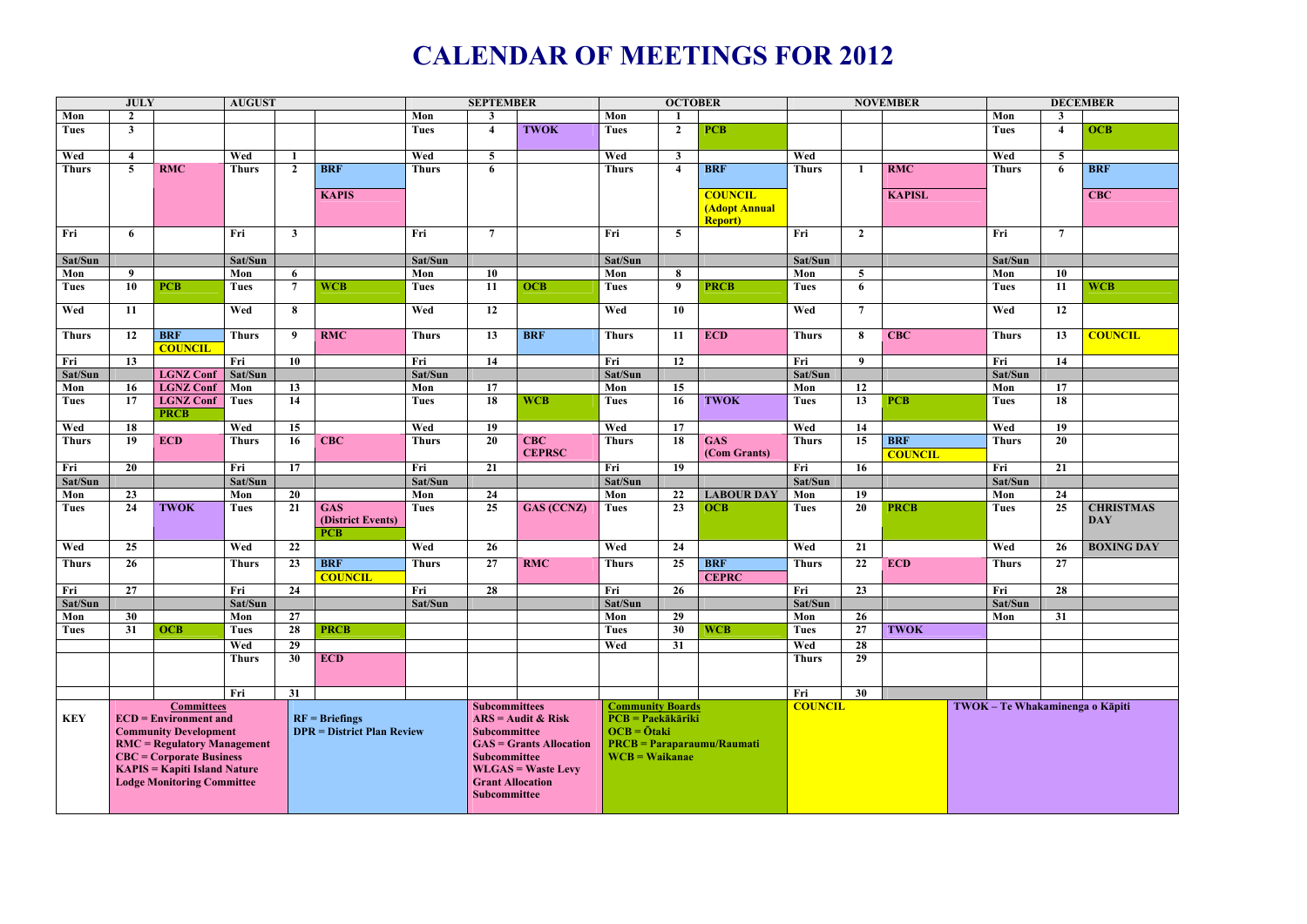# CALENDAR OF MEETINGS FOR 2012

| JULY | | | AUGUST | | | SEPTEMBER | | | OCTOBER | | | NOVEMBER | | | DECEMBER | | |
|---|---|---|---|---|---|---|---|---|---|---|---|---|---|---|---|---|---|
| Mon | 2 | | | | | Mon | 3 | | Mon | 1 | | | | | Mon | 3 | |
| Tues | 3 | | | | | Tues | 4 | TWOK | Tues | 2 | PCB | | | | Tues | 4 | OCB |
| Wed | 4 | | Wed | 1 | | Wed | 5 | | Wed | 3 | | Wed | | | Wed | 5 | |
| Thurs | 5 | RMC | Thurs | 2 | BRF KAPIS | Thurs | 6 | | Thurs | 4 | BRF COUNCIL (Adopt Annual Report) | Thurs | 1 | RMC KAPISL | Thurs | 6 | BRF CBC |
| Fri | 6 | | Fri | 3 | | Fri | 7 | | Fri | 5 | | Fri | 2 | | Fri | 7 | |
| Sat/Sun | | | Sat/Sun | | | Sat/Sun | | | Sat/Sun | | | Sat/Sun | | | Sat/Sun | | |
| Mon | 9 | | Mon | 6 | | Mon | 10 | | Mon | 8 | | Mon | 5 | | Mon | 10 | |
| Tues | 10 | PCB | Tues | 7 | WCB | Tues | 11 | OCB | Tues | 9 | PRCB | Tues | 6 | | Tues | 11 | WCB |
| Wed | 11 | | Wed | 8 | | Wed | 12 | | Wed | 10 | | Wed | 7 | | Wed | 12 | |
| Thurs | 12 | BRF COUNCIL | Thurs | 9 | RMC | Thurs | 13 | BRF | Thurs | 11 | ECD | Thurs | 8 | CBC | Thurs | 13 | COUNCIL |
| Fri | 13 | | Fri | 10 | | Fri | 14 | | Fri | 12 | | Fri | 9 | | Fri | 14 | |
| Sat/Sun | | LGNZ Conf | Sat/Sun | | | Sat/Sun | | | Sat/Sun | | | Sat/Sun | | | Sat/Sun | | |
| Mon | 16 | LGNZ Conf | Mon | 13 | | Mon | 17 | | Mon | 15 | | Mon | 12 | | Mon | 17 | |
| Tues | 17 | LGNZ Conf PRCB | Tues | 14 | | Tues | 18 | WCB | Tues | 16 | TWOK | Tues | 13 | PCB | Tues | 18 | |
| Wed | 18 | | Wed | 15 | | Wed | 19 | | Wed | 17 | | Wed | 14 | | Wed | 19 | |
| Thurs | 19 | ECD | Thurs | 16 | CBC | Thurs | 20 | CBC CEPRSC | Thurs | 18 | GAS (Com Grants) | Thurs | 15 | BRF COUNCIL | Thurs | 20 | |
| Fri | 20 | | Fri | 17 | | Fri | 21 | | Fri | 19 | | Fri | 16 | | Fri | 21 | |
| Sat/Sun | | | Sat/Sun | | | Sat/Sun | | | Sat/Sun | | | Sat/Sun | | | Sat/Sun | | |
| Mon | 23 | | Mon | 20 | | Mon | 24 | | Mon | 22 | LABOUR DAY | Mon | 19 | | Mon | 24 | |
| Tues | 24 | TWOK | Tues | 21 | GAS (District Events) PCB | Tues | 25 | GAS (CCNZ) | Tues | 23 | OCB | Tues | 20 | PRCB | Tues | 25 | CHRISTMAS DAY |
| Wed | 25 | | Wed | 22 | | Wed | 26 | | Wed | 24 | | Wed | 21 | | Wed | 26 | BOXING DAY |
| Thurs | 26 | | Thurs | 23 | BRF COUNCIL | Thurs | 27 | RMC | Thurs | 25 | BRF CEPRC | Thurs | 22 | ECD | Thurs | 27 | |
| Fri | 27 | | Fri | 24 | | Fri | 28 | | Fri | 26 | | Fri | 23 | | Fri | 28 | |
| Sat/Sun | | | Sat/Sun | | | Sat/Sun | | | Sat/Sun | | | Sat/Sun | | | Sat/Sun | | |
| Mon | 30 | | Mon | 27 | | | | | Mon | 29 | | Mon | 26 | | Mon | 31 | |
| Tues | 31 | OCB | Tues | 28 | PRCB | | | | Tues | 30 | WCB | Tues | 27 | TWOK | | | |
| | | | Wed | 29 | | | | | Wed | 31 | | Wed | 28 | | | | |
| | | | Thurs | 30 | ECD | | | | | | | Thurs | 29 | | | | |
| | | | Fri | 31 | | | | | | | | Fri | 30 | | | | |

**KEY**

**Committees**
- ECD = Environment and Community Development
- RMC = Regulatory Management
- CBC = Corporate Business
- KAPIS = Kapiti Island Nature Lodge Monitoring Committee

- RF = Briefings
- DPR = District Plan Review

**Subcommittees**
- ARS = Audit & Risk Subcommittee
- GAS = Grants Allocation Subcommittee
- WLGAS = Waste Levy Grant Allocation Subcommittee

**Community Boards**
- PCB = Paekākāriki
- OCB = Ōtaki
- PRCB = Paraparaumu/Raumati
- WCB = Waikanae

**COUNCIL**

TWOK – Te Whakaminenga o Kāpiti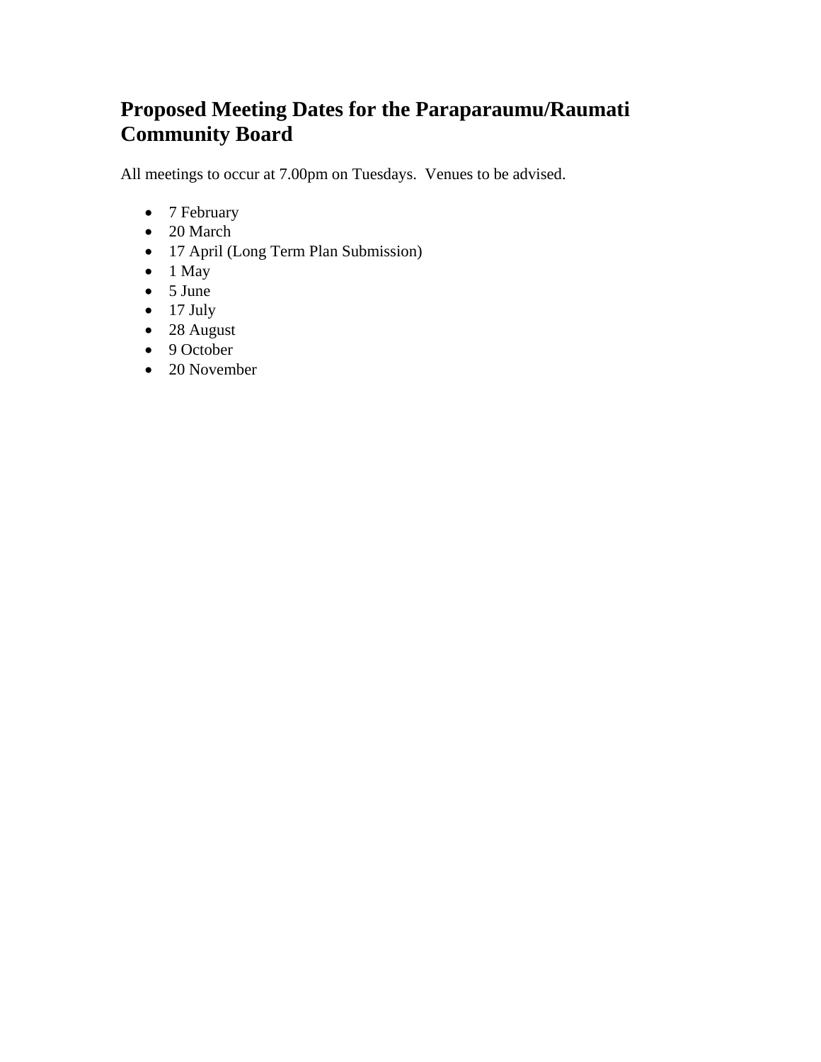# Proposed Meeting Dates for the Paraparaumu/Raumati Community Board

All meetings to occur at 7.00pm on Tuesdays. Venues to be advised.

- 7 February
- 20 March
- 17 April (Long Term Plan Submission)
- 1 May
- 5 June
- 17 July
- 28 August
- 9 October
- 20 November